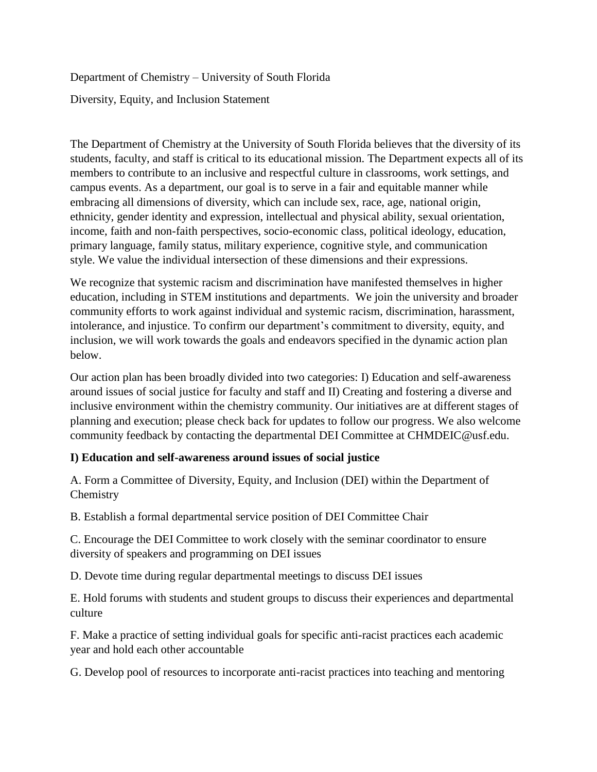Department of Chemistry – University of South Florida

Diversity, Equity, and Inclusion Statement

The Department of Chemistry at the University of South Florida believes that the diversity of its students, faculty, and staff is critical to its educational mission. The Department expects all of its members to contribute to an inclusive and respectful culture in classrooms, work settings, and campus events. As a department, our goal is to serve in a fair and equitable manner while embracing all dimensions of diversity, which can include sex, race, age, national origin, ethnicity, gender identity and expression, intellectual and physical ability, sexual orientation, income, faith and non-faith perspectives, socio-economic class, political ideology, education, primary language, family status, military experience, cognitive style, and communication style. We value the individual intersection of these dimensions and their expressions.

We recognize that systemic racism and discrimination have manifested themselves in higher education, including in STEM institutions and departments. We join the university and broader community efforts to work against individual and systemic racism, discrimination, harassment, intolerance, and injustice. To confirm our department's commitment to diversity, equity, and inclusion, we will work towards the goals and endeavors specified in the dynamic action plan below.

Our action plan has been broadly divided into two categories: I) Education and self-awareness around issues of social justice for faculty and staff and II) Creating and fostering a diverse and inclusive environment within the chemistry community. Our initiatives are at different stages of planning and execution; please check back for updates to follow our progress. We also welcome community feedback by contacting the departmental DEI Committee at CHMDEIC@usf.edu.

**I) Education and self-awareness around issues of social justice**

A. Form a Committee of Diversity, Equity, and Inclusion (DEI) within the Department of Chemistry

B. Establish a formal departmental service position of DEI Committee Chair

C. Encourage the DEI Committee to work closely with the seminar coordinator to ensure diversity of speakers and programming on DEI issues

D. Devote time during regular departmental meetings to discuss DEI issues

E. Hold forums with students and student groups to discuss their experiences and departmental culture

F. Make a practice of setting individual goals for specific anti-racist practices each academic year and hold each other accountable

G. Develop pool of resources to incorporate anti-racist practices into teaching and mentoring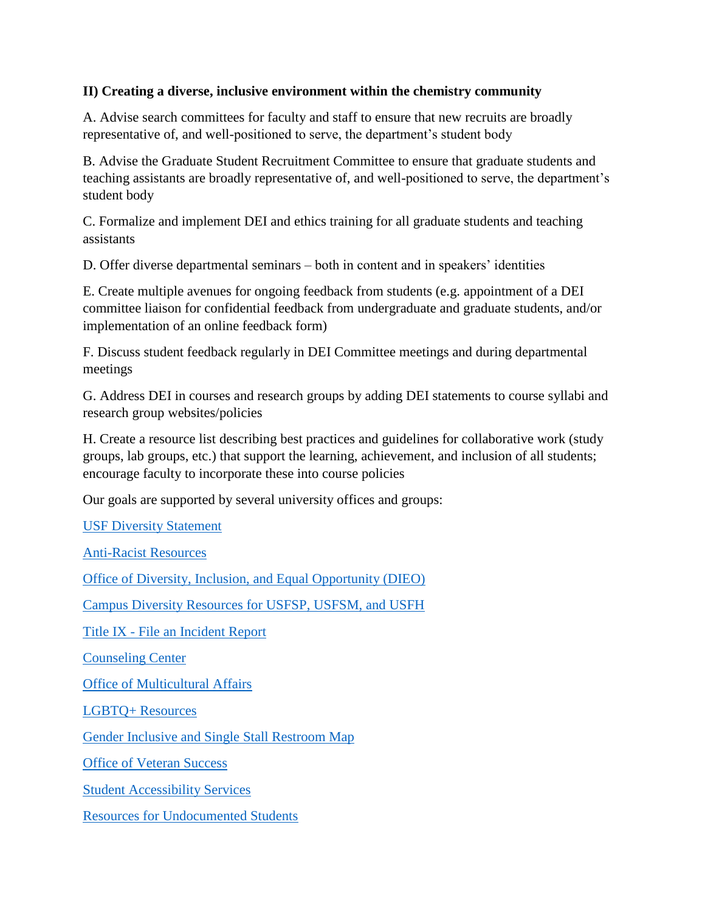**II) Creating a diverse, inclusive environment within the chemistry community**

A. Advise search committees for faculty and staff to ensure that new recruits are broadly representative of, and well-positioned to serve, the department's student body

B. Advise the Graduate Student Recruitment Committee to ensure that graduate students and teaching assistants are broadly representative of, and well-positioned to serve, the department's student body

C. Formalize and implement DEI and ethics training for all graduate students and teaching assistants

D. Offer diverse departmental seminars – both in content and in speakers' identities

E. Create multiple avenues for ongoing feedback from students (e.g. appointment of a DEI committee liaison for confidential feedback from undergraduate and graduate students, and/or implementation of an online feedback form)

F. Discuss student feedback regularly in DEI Committee meetings and during departmental meetings

G. Address DEI in courses and research groups by adding DEI statements to course syllabi and research group websites/policies

H. Create a resource list describing best practices and guidelines for collaborative work (study groups, lab groups, etc.) that support the learning, achievement, and inclusion of all students; encourage faculty to incorporate these into course policies

Our goals are supported by several university offices and groups:

USF Diversity Statement

Anti-Racist Resources

Office of Diversity, Inclusion, and Equal Opportunity (DIEO)

Campus Diversity Resources for USFSP, USFSM, and USFH

Title IX - File an Incident Report

Counseling Center

Office of Multicultural Affairs

LGBTQ+ Resources

Gender Inclusive and Single Stall Restroom Map

Office of Veteran Success

Student Accessibility Services

Resources for Undocumented Students